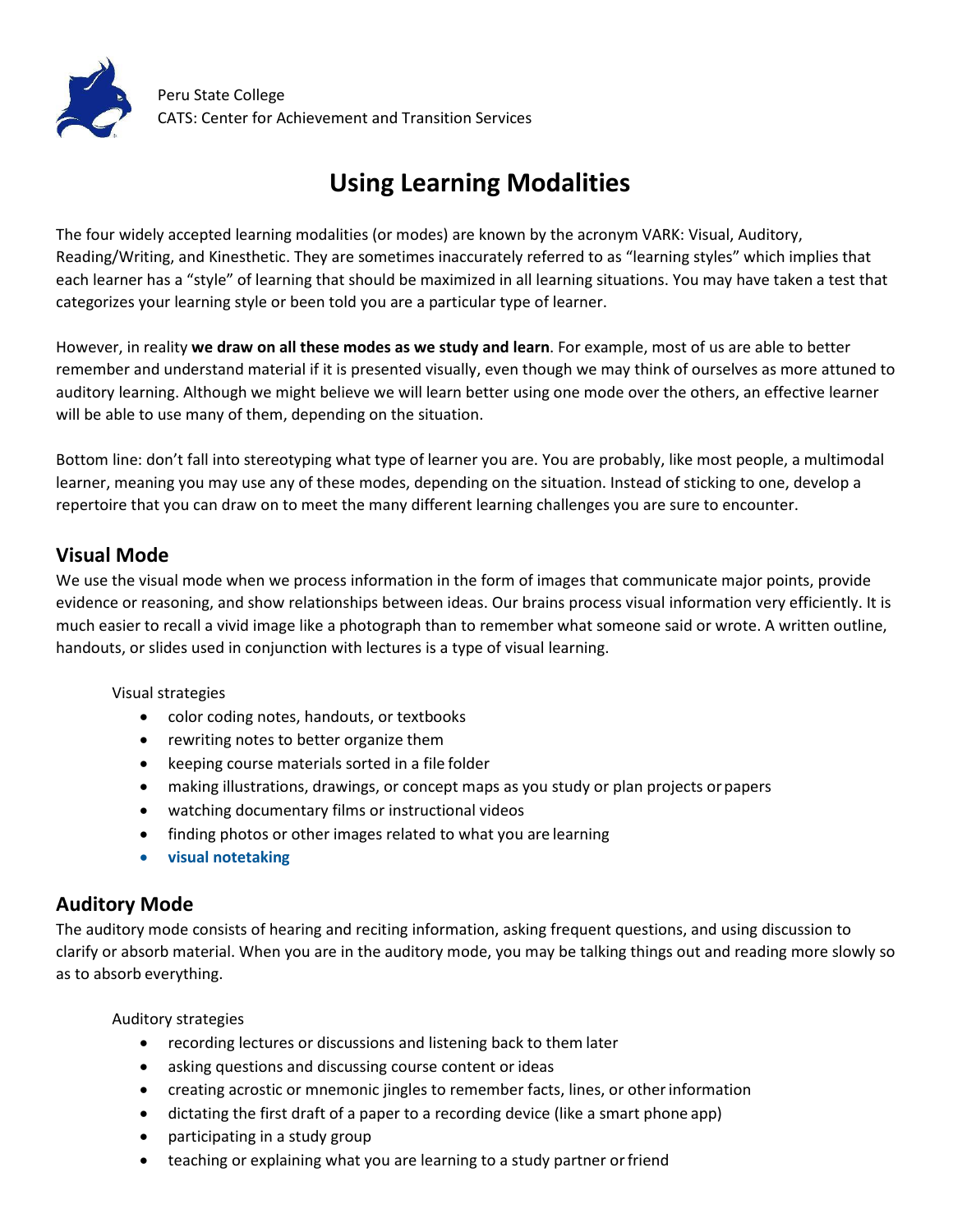Peru State College
CATS: Center for Achievement and Transition Services

# Using Learning Modalities

The four widely accepted learning modalities (or modes) are known by the acronym VARK: Visual, Auditory, Reading/Writing, and Kinesthetic. They are sometimes inaccurately referred to as "learning styles" which implies that each learner has a "style" of learning that should be maximized in all learning situations. You may have taken a test that categorizes your learning style or been told you are a particular type of learner.

However, in reality **we draw on all these modes as we study and learn**. For example, most of us are able to better remember and understand material if it is presented visually, even though we may think of ourselves as more attuned to auditory learning. Although we might believe we will learn better using one mode over the others, an effective learner will be able to use many of them, depending on the situation.

Bottom line: don't fall into stereotyping what type of learner you are. You are probably, like most people, a multimodal learner, meaning you may use any of these modes, depending on the situation. Instead of sticking to one, develop a repertoire that you can draw on to meet the many different learning challenges you are sure to encounter.

## Visual Mode

We use the visual mode when we process information in the form of images that communicate major points, provide evidence or reasoning, and show relationships between ideas. Our brains process visual information very efficiently. It is much easier to recall a vivid image like a photograph than to remember what someone said or wrote. A written outline, handouts, or slides used in conjunction with lectures is a type of visual learning.

Visual strategies

- color coding notes, handouts, or textbooks
- rewriting notes to better organize them
- keeping course materials sorted in a file folder
- making illustrations, drawings, or concept maps as you study or plan projects or papers
- watching documentary films or instructional videos
- finding photos or other images related to what you are learning
- **visual notetaking**

## Auditory Mode

The auditory mode consists of hearing and reciting information, asking frequent questions, and using discussion to clarify or absorb material. When you are in the auditory mode, you may be talking things out and reading more slowly so as to absorb everything.

Auditory strategies

- recording lectures or discussions and listening back to them later
- asking questions and discussing course content or ideas
- creating acrostic or mnemonic jingles to remember facts, lines, or other information
- dictating the first draft of a paper to a recording device (like a smart phone app)
- participating in a study group
- teaching or explaining what you are learning to a study partner or friend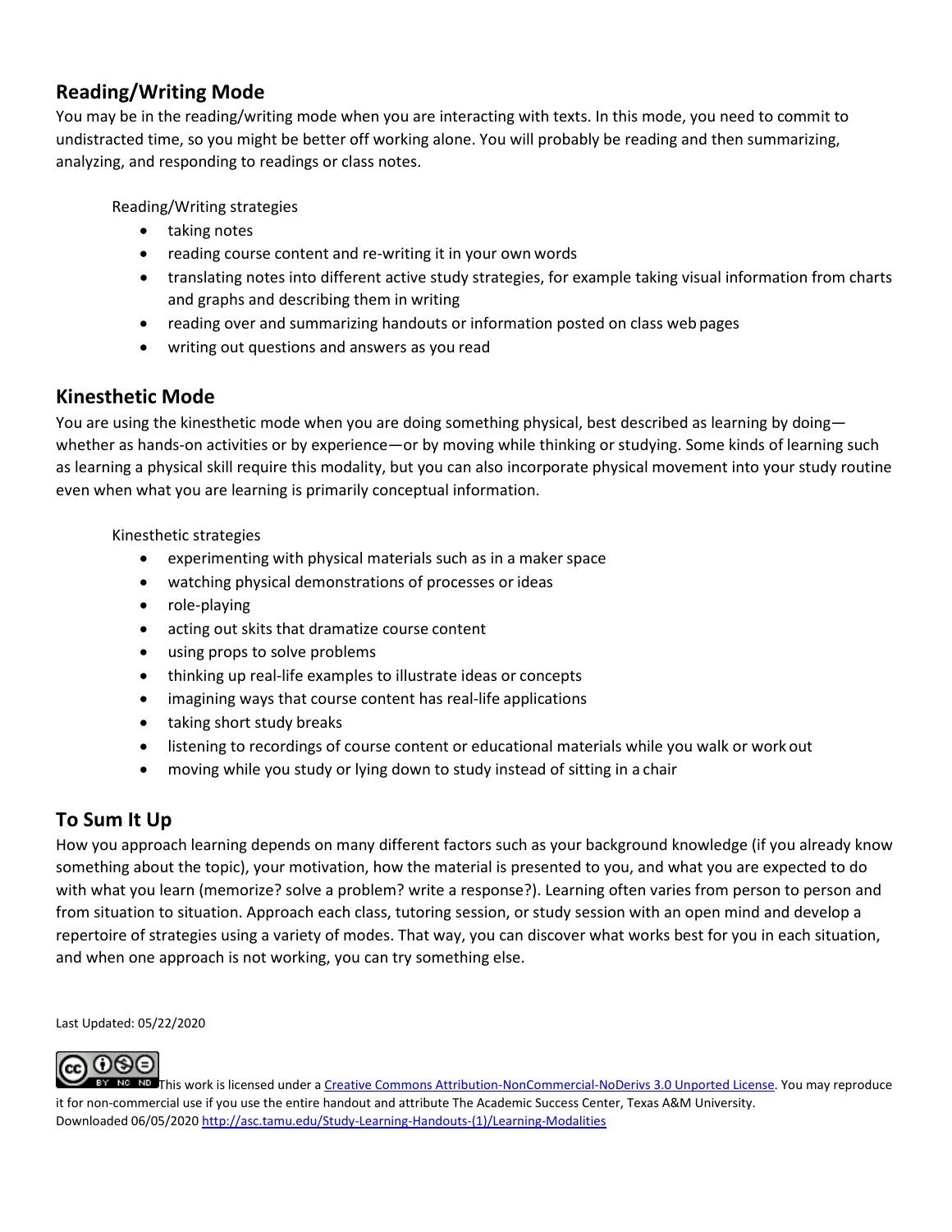## Reading/Writing Mode

You may be in the reading/writing mode when you are interacting with texts. In this mode, you need to commit to undistracted time, so you might be better off working alone. You will probably be reading and then summarizing, analyzing, and responding to readings or class notes.

Reading/Writing strategies

- taking notes
- reading course content and re-writing it in your own words
- translating notes into different active study strategies, for example taking visual information from charts and graphs and describing them in writing
- reading over and summarizing handouts or information posted on class web pages
- writing out questions and answers as you read

## Kinesthetic Mode

You are using the kinesthetic mode when you are doing something physical, best described as learning by doing—whether as hands-on activities or by experience—or by moving while thinking or studying. Some kinds of learning such as learning a physical skill require this modality, but you can also incorporate physical movement into your study routine even when what you are learning is primarily conceptual information.

Kinesthetic strategies

- experimenting with physical materials such as in a maker space
- watching physical demonstrations of processes or ideas
- role-playing
- acting out skits that dramatize course content
- using props to solve problems
- thinking up real-life examples to illustrate ideas or concepts
- imagining ways that course content has real-life applications
- taking short study breaks
- listening to recordings of course content or educational materials while you walk or work out
- moving while you study or lying down to study instead of sitting in a chair

## To Sum It Up

How you approach learning depends on many different factors such as your background knowledge (if you already know something about the topic), your motivation, how the material is presented to you, and what you are expected to do with what you learn (memorize? solve a problem? write a response?). Learning often varies from person to person and from situation to situation. Approach each class, tutoring session, or study session with an open mind and develop a repertoire of strategies using a variety of modes. That way, you can discover what works best for you in each situation, and when one approach is not working, you can try something else.

Last Updated: 05/22/2020

This work is licensed under a [Creative Commons Attribution-NonCommercial-NoDerivs 3.0 Unported License](). You may reproduce it for non-commercial use if you use the entire handout and attribute The Academic Success Center, Texas A&M University.
Downloaded 06/05/2020 [http://asc.tamu.edu/Study-Learning-Handouts-(1)/Learning-Modalities](http://asc.tamu.edu/Study-Learning-Handouts-(1)/Learning-Modalities)